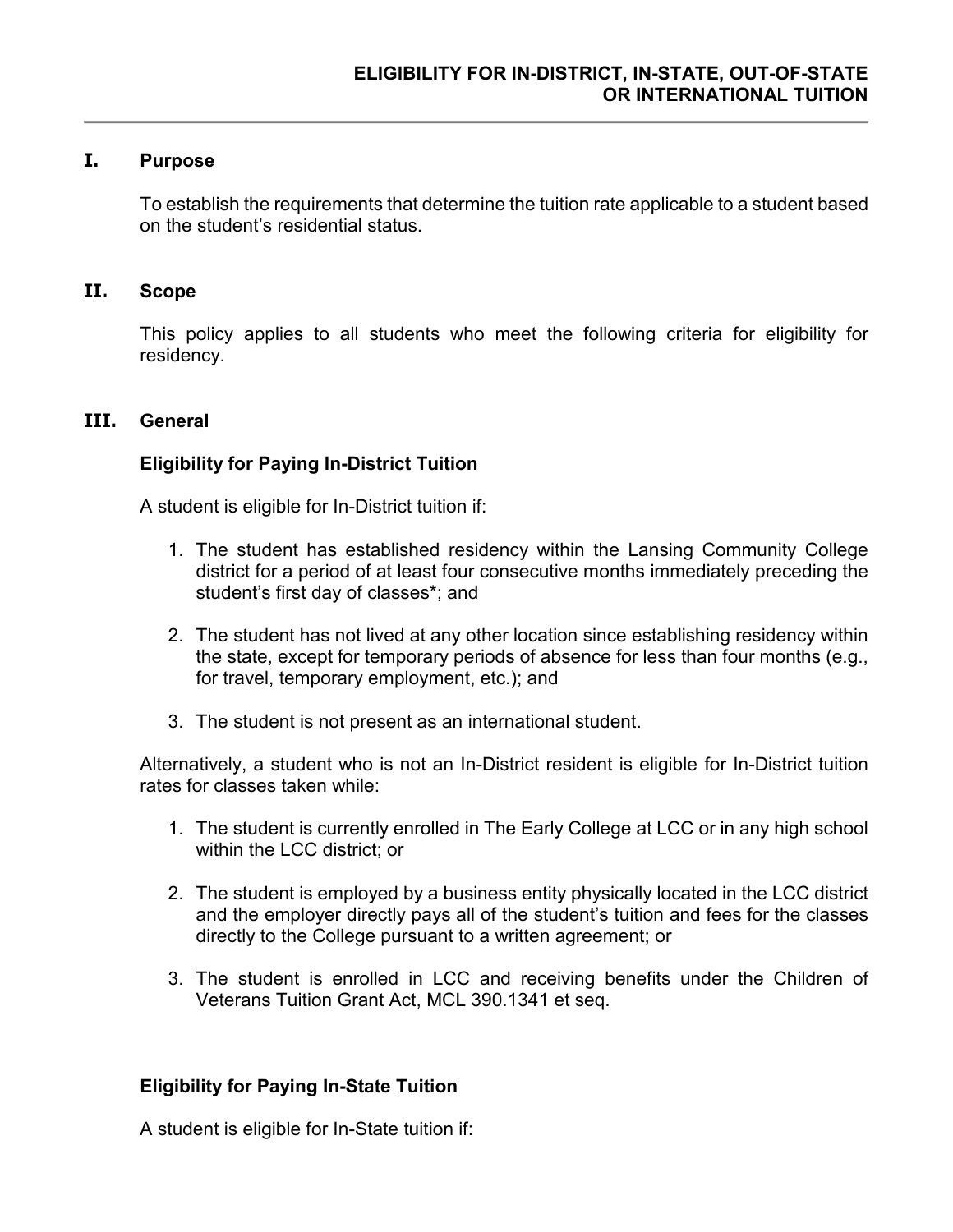# ELIGIBILITY FOR IN-DISTRICT, IN-STATE, OUT-OF-STATE OR INTERNATIONAL TUITION

## I. Purpose

To establish the requirements that determine the tuition rate applicable to a student based on the student's residential status.

## II. Scope

This policy applies to all students who meet the following criteria for eligibility for residency.

## III. General

### Eligibility for Paying In-District Tuition

A student is eligible for In-District tuition if:

1. The student has established residency within the Lansing Community College district for a period of at least four consecutive months immediately preceding the student's first day of classes*; and
2. The student has not lived at any other location since establishing residency within the state, except for temporary periods of absence for less than four months (e.g., for travel, temporary employment, etc.); and
3. The student is not present as an international student.

Alternatively, a student who is not an In-District resident is eligible for In-District tuition rates for classes taken while:

1. The student is currently enrolled in The Early College at LCC or in any high school within the LCC district; or
2. The student is employed by a business entity physically located in the LCC district and the employer directly pays all of the student's tuition and fees for the classes directly to the College pursuant to a written agreement; or
3. The student is enrolled in LCC and receiving benefits under the Children of Veterans Tuition Grant Act, MCL 390.1341 et seq.

### Eligibility for Paying In-State Tuition

A student is eligible for In-State tuition if: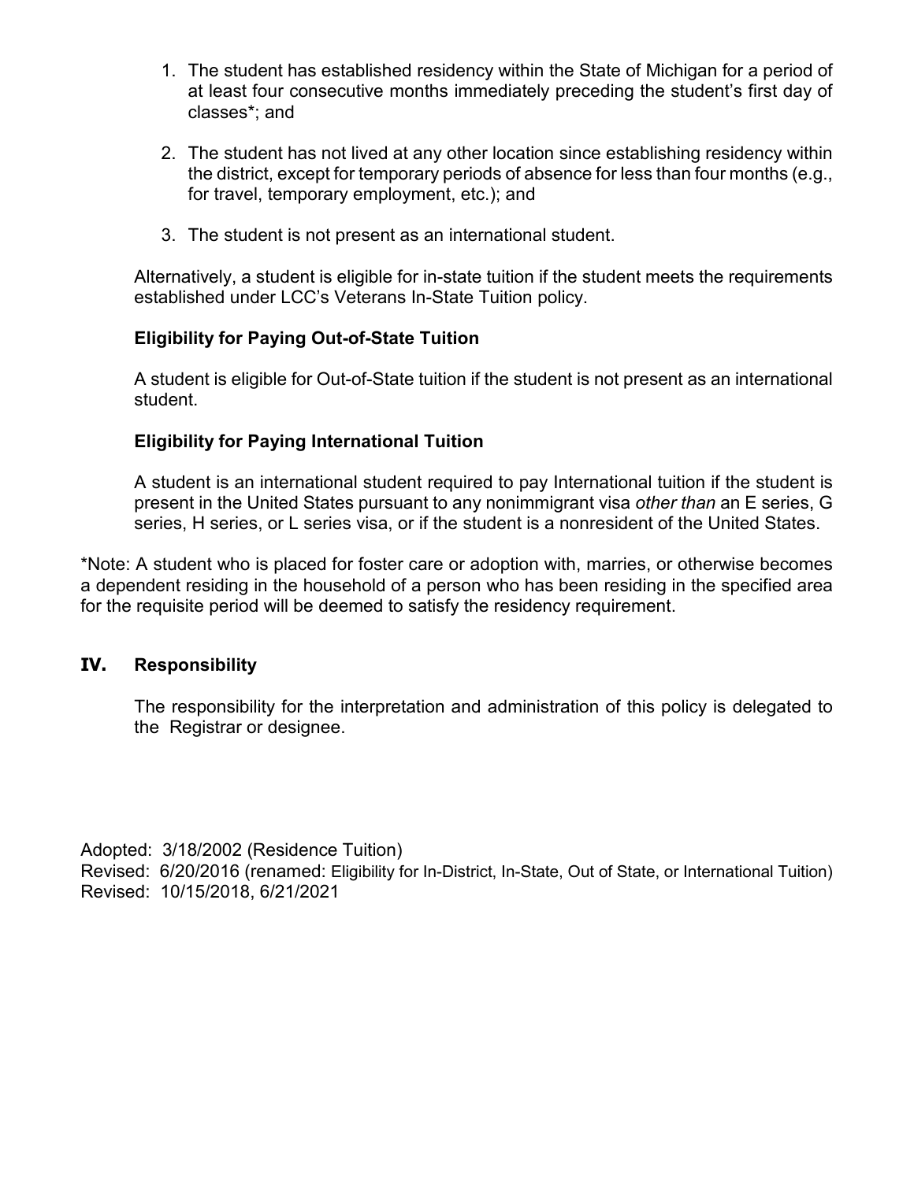1. The student has established residency within the State of Michigan for a period of at least four consecutive months immediately preceding the student's first day of classes*; and

2. The student has not lived at any other location since establishing residency within the district, except for temporary periods of absence for less than four months (e.g., for travel, temporary employment, etc.); and

3. The student is not present as an international student.

Alternatively, a student is eligible for in-state tuition if the student meets the requirements established under LCC's Veterans In-State Tuition policy.

**Eligibility for Paying Out-of-State Tuition**

A student is eligible for Out-of-State tuition if the student is not present as an international student.

**Eligibility for Paying International Tuition**

A student is an international student required to pay International tuition if the student is present in the United States pursuant to any nonimmigrant visa *other than* an E series, G series, H series, or L series visa, or if the student is a nonresident of the United States.

*Note: A student who is placed for foster care or adoption with, marries, or otherwise becomes a dependent residing in the household of a person who has been residing in the specified area for the requisite period will be deemed to satisfy the residency requirement.

## IV. Responsibility

The responsibility for the interpretation and administration of this policy is delegated to the Registrar or designee.

Adopted: 3/18/2002 (Residence Tuition)
Revised: 6/20/2016 (renamed: Eligibility for In-District, In-State, Out of State, or International Tuition)
Revised: 10/15/2018, 6/21/2021